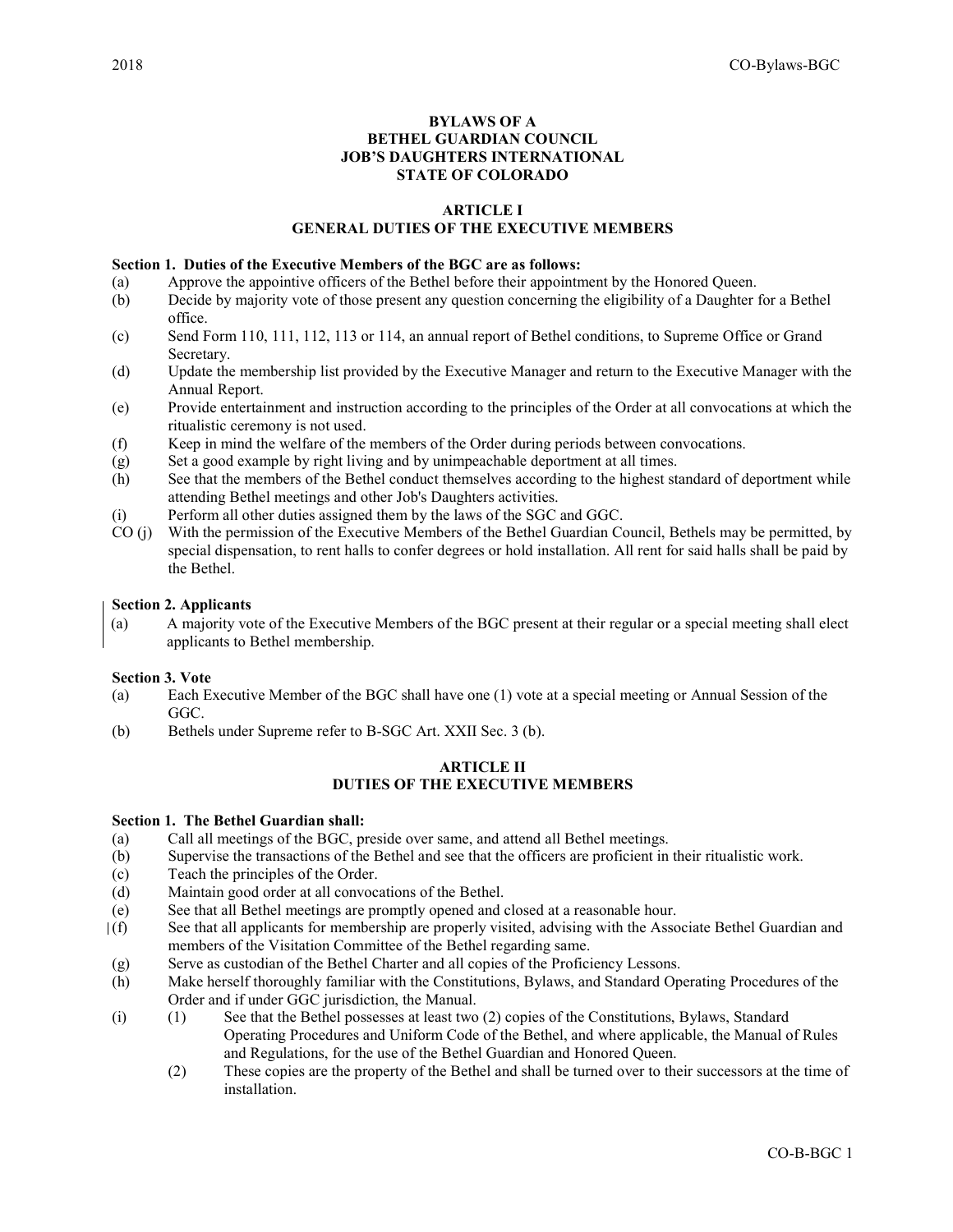# BYLAWS OF A BETHEL GUARDIAN COUNCIL JOB'S DAUGHTERS INTERNATIONAL STATE OF COLORADO

## ARTICLE I
## GENERAL DUTIES OF THE EXECUTIVE MEMBERS

**Section 1. Duties of the Executive Members of the BGC are as follows:**

(a) Approve the appointive officers of the Bethel before their appointment by the Honored Queen.

(b) Decide by majority vote of those present any question concerning the eligibility of a Daughter for a Bethel office.

(c) Send Form 110, 111, 112, 113 or 114, an annual report of Bethel conditions, to Supreme Office or Grand Secretary.

(d) Update the membership list provided by the Executive Manager and return to the Executive Manager with the Annual Report.

(e) Provide entertainment and instruction according to the principles of the Order at all convocations at which the ritualistic ceremony is not used.

(f) Keep in mind the welfare of the members of the Order during periods between convocations.

(g) Set a good example by right living and by unimpeachable deportment at all times.

(h) See that the members of the Bethel conduct themselves according to the highest standard of deportment while attending Bethel meetings and other Job's Daughters activities.

(i) Perform all other duties assigned them by the laws of the SGC and GGC.

CO (j) With the permission of the Executive Members of the Bethel Guardian Council, Bethels may be permitted, by special dispensation, to rent halls to confer degrees or hold installation. All rent for said halls shall be paid by the Bethel.

**Section 2. Applicants**

(a) A majority vote of the Executive Members of the BGC present at their regular or a special meeting shall elect applicants to Bethel membership.

**Section 3. Vote**

(a) Each Executive Member of the BGC shall have one (1) vote at a special meeting or Annual Session of the GGC.

(b) Bethels under Supreme refer to B-SGC Art. XXII Sec. 3 (b).

## ARTICLE II
## DUTIES OF THE EXECUTIVE MEMBERS

**Section 1. The Bethel Guardian shall:**

(a) Call all meetings of the BGC, preside over same, and attend all Bethel meetings.

(b) Supervise the transactions of the Bethel and see that the officers are proficient in their ritualistic work.

(c) Teach the principles of the Order.

(d) Maintain good order at all convocations of the Bethel.

(e) See that all Bethel meetings are promptly opened and closed at a reasonable hour.

(f) See that all applicants for membership are properly visited, advising with the Associate Bethel Guardian and members of the Visitation Committee of the Bethel regarding same.

(g) Serve as custodian of the Bethel Charter and all copies of the Proficiency Lessons.

(h) Make herself thoroughly familiar with the Constitutions, Bylaws, and Standard Operating Procedures of the Order and if under GGC jurisdiction, the Manual.

(i) (1) See that the Bethel possesses at least two (2) copies of the Constitutions, Bylaws, Standard Operating Procedures and Uniform Code of the Bethel, and where applicable, the Manual of Rules and Regulations, for the use of the Bethel Guardian and Honored Queen.

(2) These copies are the property of the Bethel and shall be turned over to their successors at the time of installation.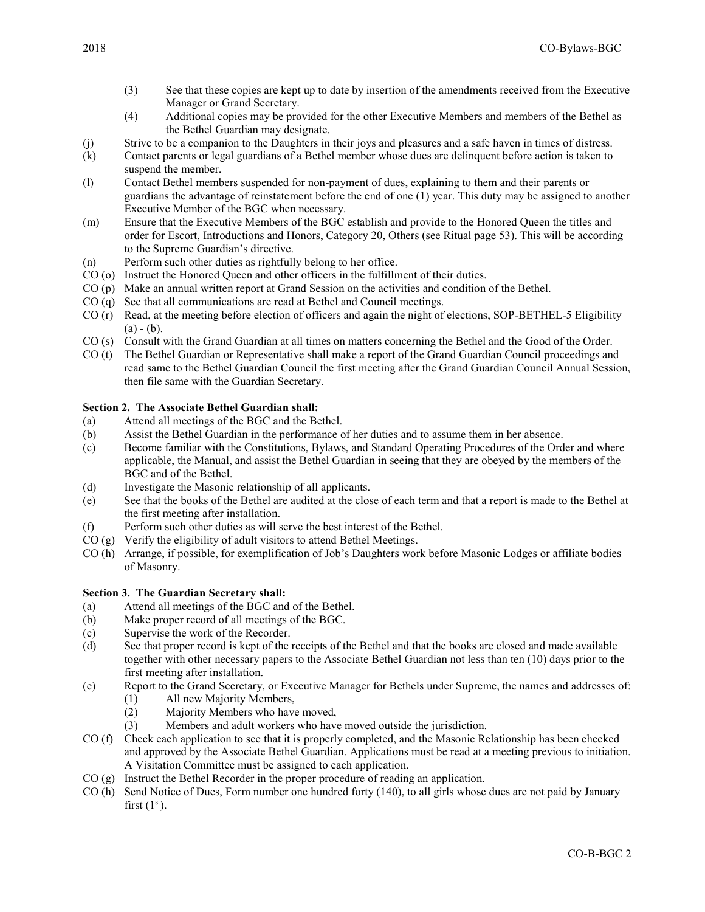(3) See that these copies are kept up to date by insertion of the amendments received from the Executive Manager or Grand Secretary.

(4) Additional copies may be provided for the other Executive Members and members of the Bethel as the Bethel Guardian may designate.

(j) Strive to be a companion to the Daughters in their joys and pleasures and a safe haven in times of distress.

(k) Contact parents or legal guardians of a Bethel member whose dues are delinquent before action is taken to suspend the member.

(l) Contact Bethel members suspended for non-payment of dues, explaining to them and their parents or guardians the advantage of reinstatement before the end of one (1) year. This duty may be assigned to another Executive Member of the BGC when necessary.

(m) Ensure that the Executive Members of the BGC establish and provide to the Honored Queen the titles and order for Escort, Introductions and Honors, Category 20, Others (see Ritual page 53). This will be according to the Supreme Guardian's directive.

(n) Perform such other duties as rightfully belong to her office.

CO (o) Instruct the Honored Queen and other officers in the fulfillment of their duties.

CO (p) Make an annual written report at Grand Session on the activities and condition of the Bethel.

CO (q) See that all communications are read at Bethel and Council meetings.

CO (r) Read, at the meeting before election of officers and again the night of elections, SOP-BETHEL-5 Eligibility (a) - (b).

CO (s) Consult with the Grand Guardian at all times on matters concerning the Bethel and the Good of the Order.

CO (t) The Bethel Guardian or Representative shall make a report of the Grand Guardian Council proceedings and read same to the Bethel Guardian Council the first meeting after the Grand Guardian Council Annual Session, then file same with the Guardian Secretary.

**Section 2. The Associate Bethel Guardian shall:**

(a) Attend all meetings of the BGC and the Bethel.

(b) Assist the Bethel Guardian in the performance of her duties and to assume them in her absence.

(c) Become familiar with the Constitutions, Bylaws, and Standard Operating Procedures of the Order and where applicable, the Manual, and assist the Bethel Guardian in seeing that they are obeyed by the members of the BGC and of the Bethel.

(d) Investigate the Masonic relationship of all applicants.

(e) See that the books of the Bethel are audited at the close of each term and that a report is made to the Bethel at the first meeting after installation.

(f) Perform such other duties as will serve the best interest of the Bethel.

CO (g) Verify the eligibility of adult visitors to attend Bethel Meetings.

CO (h) Arrange, if possible, for exemplification of Job's Daughters work before Masonic Lodges or affiliate bodies of Masonry.

**Section 3. The Guardian Secretary shall:**

(a) Attend all meetings of the BGC and of the Bethel.

(b) Make proper record of all meetings of the BGC.

(c) Supervise the work of the Recorder.

(d) See that proper record is kept of the receipts of the Bethel and that the books are closed and made available together with other necessary papers to the Associate Bethel Guardian not less than ten (10) days prior to the first meeting after installation.

(e) Report to the Grand Secretary, or Executive Manager for Bethels under Supreme, the names and addresses of:

(1) All new Majority Members,

(2) Majority Members who have moved,

(3) Members and adult workers who have moved outside the jurisdiction.

CO (f) Check each application to see that it is properly completed, and the Masonic Relationship has been checked and approved by the Associate Bethel Guardian. Applications must be read at a meeting previous to initiation. A Visitation Committee must be assigned to each application.

CO (g) Instruct the Bethel Recorder in the proper procedure of reading an application.

CO (h) Send Notice of Dues, Form number one hundred forty (140), to all girls whose dues are not paid by January first (1st).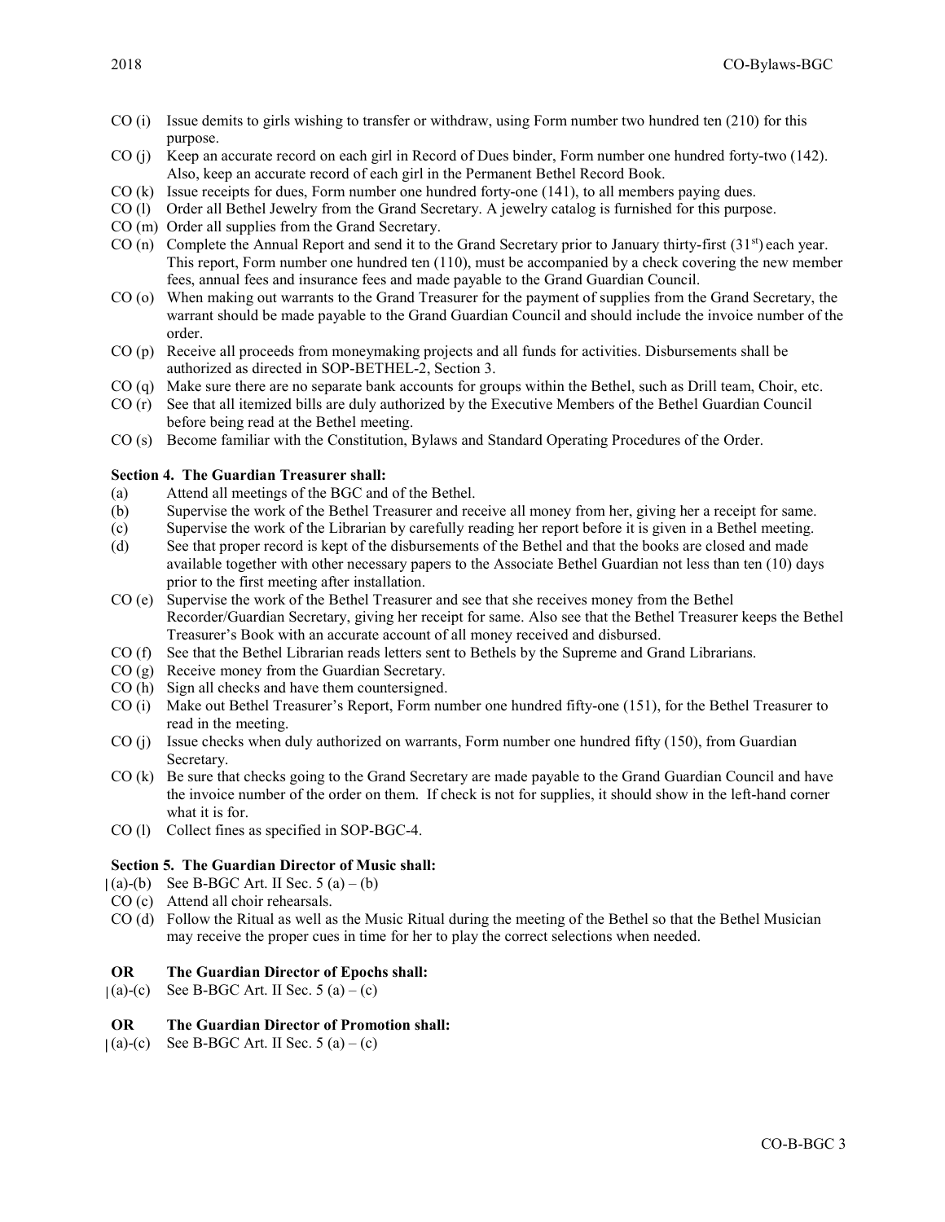CO (i) Issue demits to girls wishing to transfer or withdraw, using Form number two hundred ten (210) for this purpose.

CO (j) Keep an accurate record on each girl in Record of Dues binder, Form number one hundred forty-two (142). Also, keep an accurate record of each girl in the Permanent Bethel Record Book.

CO (k) Issue receipts for dues, Form number one hundred forty-one (141), to all members paying dues.

CO (l) Order all Bethel Jewelry from the Grand Secretary. A jewelry catalog is furnished for this purpose.

CO (m) Order all supplies from the Grand Secretary.

CO (n) Complete the Annual Report and send it to the Grand Secretary prior to January thirty-first (31st) each year. This report, Form number one hundred ten (110), must be accompanied by a check covering the new member fees, annual fees and insurance fees and made payable to the Grand Guardian Council.

CO (o) When making out warrants to the Grand Treasurer for the payment of supplies from the Grand Secretary, the warrant should be made payable to the Grand Guardian Council and should include the invoice number of the order.

CO (p) Receive all proceeds from moneymaking projects and all funds for activities. Disbursements shall be authorized as directed in SOP-BETHEL-2, Section 3.

CO (q) Make sure there are no separate bank accounts for groups within the Bethel, such as Drill team, Choir, etc.

CO (r) See that all itemized bills are duly authorized by the Executive Members of the Bethel Guardian Council before being read at the Bethel meeting.

CO (s) Become familiar with the Constitution, Bylaws and Standard Operating Procedures of the Order.

**Section 4. The Guardian Treasurer shall:**

(a) Attend all meetings of the BGC and of the Bethel.

(b) Supervise the work of the Bethel Treasurer and receive all money from her, giving her a receipt for same.

(c) Supervise the work of the Librarian by carefully reading her report before it is given in a Bethel meeting.

(d) See that proper record is kept of the disbursements of the Bethel and that the books are closed and made available together with other necessary papers to the Associate Bethel Guardian not less than ten (10) days prior to the first meeting after installation.

CO (e) Supervise the work of the Bethel Treasurer and see that she receives money from the Bethel Recorder/Guardian Secretary, giving her receipt for same. Also see that the Bethel Treasurer keeps the Bethel Treasurer's Book with an accurate account of all money received and disbursed.

CO (f) See that the Bethel Librarian reads letters sent to Bethels by the Supreme and Grand Librarians.

CO (g) Receive money from the Guardian Secretary.

CO (h) Sign all checks and have them countersigned.

CO (i) Make out Bethel Treasurer's Report, Form number one hundred fifty-one (151), for the Bethel Treasurer to read in the meeting.

CO (j) Issue checks when duly authorized on warrants, Form number one hundred fifty (150), from Guardian Secretary.

CO (k) Be sure that checks going to the Grand Secretary are made payable to the Grand Guardian Council and have the invoice number of the order on them. If check is not for supplies, it should show in the left-hand corner what it is for.

CO (l) Collect fines as specified in SOP-BGC-4.

**Section 5. The Guardian Director of Music shall:**

(a)-(b) See B-BGC Art. II Sec. 5 (a) – (b)

CO (c) Attend all choir rehearsals.

CO (d) Follow the Ritual as well as the Music Ritual during the meeting of the Bethel so that the Bethel Musician may receive the proper cues in time for her to play the correct selections when needed.

**OR The Guardian Director of Epochs shall:**

(a)-(c) See B-BGC Art. II Sec. 5 (a) – (c)

**OR The Guardian Director of Promotion shall:**

(a)-(c) See B-BGC Art. II Sec. 5 (a) – (c)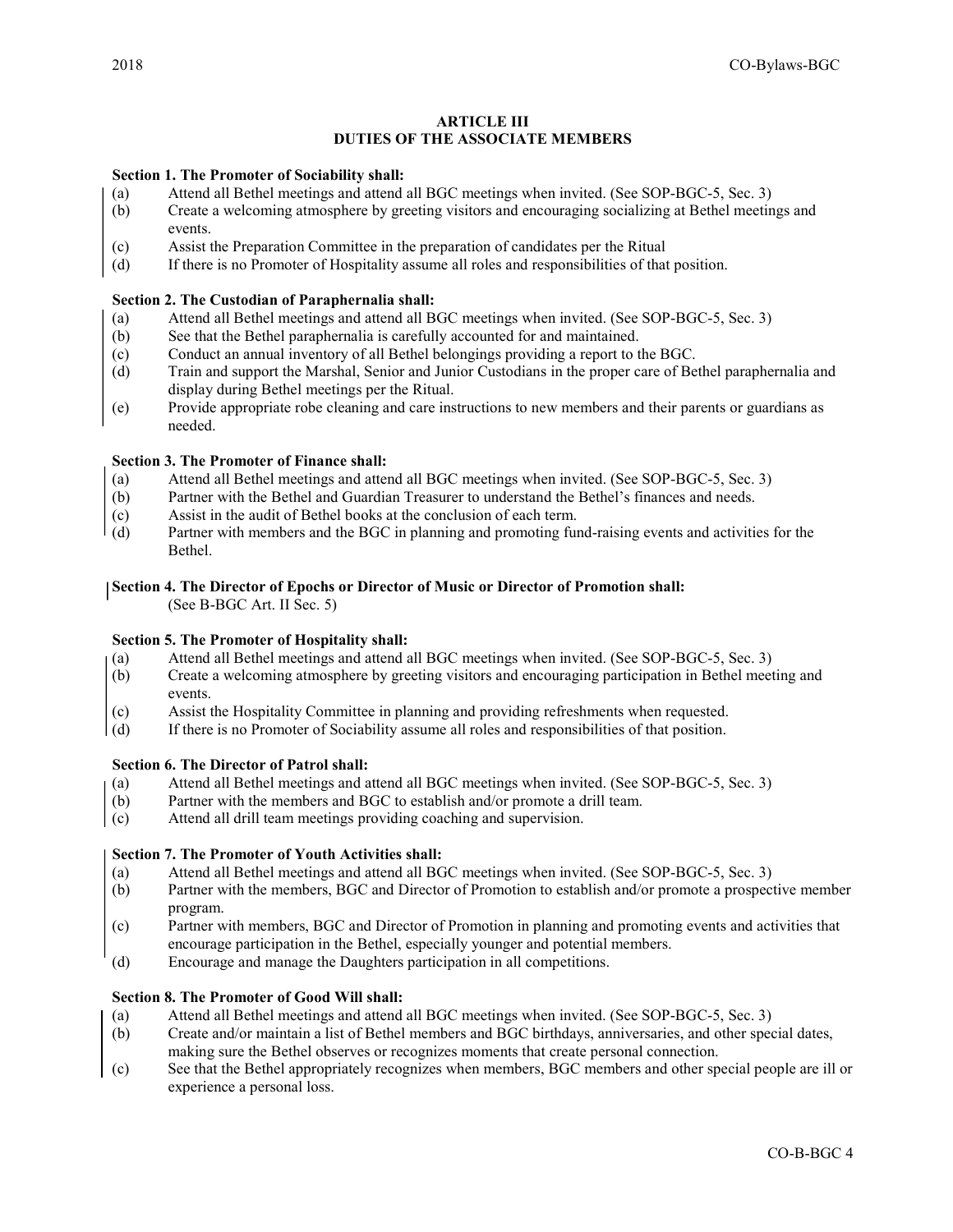## ARTICLE III
## DUTIES OF THE ASSOCIATE MEMBERS

**Section 1. The Promoter of Sociability shall:**

(a) Attend all Bethel meetings and attend all BGC meetings when invited. (See SOP-BGC-5, Sec. 3)

(b) Create a welcoming atmosphere by greeting visitors and encouraging socializing at Bethel meetings and events.

(c) Assist the Preparation Committee in the preparation of candidates per the Ritual

(d) If there is no Promoter of Hospitality assume all roles and responsibilities of that position.

**Section 2. The Custodian of Paraphernalia shall:**

(a) Attend all Bethel meetings and attend all BGC meetings when invited. (See SOP-BGC-5, Sec. 3)

(b) See that the Bethel paraphernalia is carefully accounted for and maintained.

(c) Conduct an annual inventory of all Bethel belongings providing a report to the BGC.

(d) Train and support the Marshal, Senior and Junior Custodians in the proper care of Bethel paraphernalia and display during Bethel meetings per the Ritual.

(e) Provide appropriate robe cleaning and care instructions to new members and their parents or guardians as needed.

**Section 3. The Promoter of Finance shall:**

(a) Attend all Bethel meetings and attend all BGC meetings when invited. (See SOP-BGC-5, Sec. 3)

(b) Partner with the Bethel and Guardian Treasurer to understand the Bethel's finances and needs.

(c) Assist in the audit of Bethel books at the conclusion of each term.

(d) Partner with members and the BGC in planning and promoting fund-raising events and activities for the Bethel.

**Section 4. The Director of Epochs or Director of Music or Director of Promotion shall:**
(See B-BGC Art. II Sec. 5)

**Section 5. The Promoter of Hospitality shall:**

(a) Attend all Bethel meetings and attend all BGC meetings when invited. (See SOP-BGC-5, Sec. 3)

(b) Create a welcoming atmosphere by greeting visitors and encouraging participation in Bethel meeting and events.

(c) Assist the Hospitality Committee in planning and providing refreshments when requested.

(d) If there is no Promoter of Sociability assume all roles and responsibilities of that position.

**Section 6. The Director of Patrol shall:**

(a) Attend all Bethel meetings and attend all BGC meetings when invited. (See SOP-BGC-5, Sec. 3)

(b) Partner with the members and BGC to establish and/or promote a drill team.

(c) Attend all drill team meetings providing coaching and supervision.

**Section 7. The Promoter of Youth Activities shall:**

(a) Attend all Bethel meetings and attend all BGC meetings when invited. (See SOP-BGC-5, Sec. 3)

(b) Partner with the members, BGC and Director of Promotion to establish and/or promote a prospective member program.

(c) Partner with members, BGC and Director of Promotion in planning and promoting events and activities that encourage participation in the Bethel, especially younger and potential members.

(d) Encourage and manage the Daughters participation in all competitions.

**Section 8. The Promoter of Good Will shall:**

(a) Attend all Bethel meetings and attend all BGC meetings when invited. (See SOP-BGC-5, Sec. 3)

(b) Create and/or maintain a list of Bethel members and BGC birthdays, anniversaries, and other special dates, making sure the Bethel observes or recognizes moments that create personal connection.

(c) See that the Bethel appropriately recognizes when members, BGC members and other special people are ill or experience a personal loss.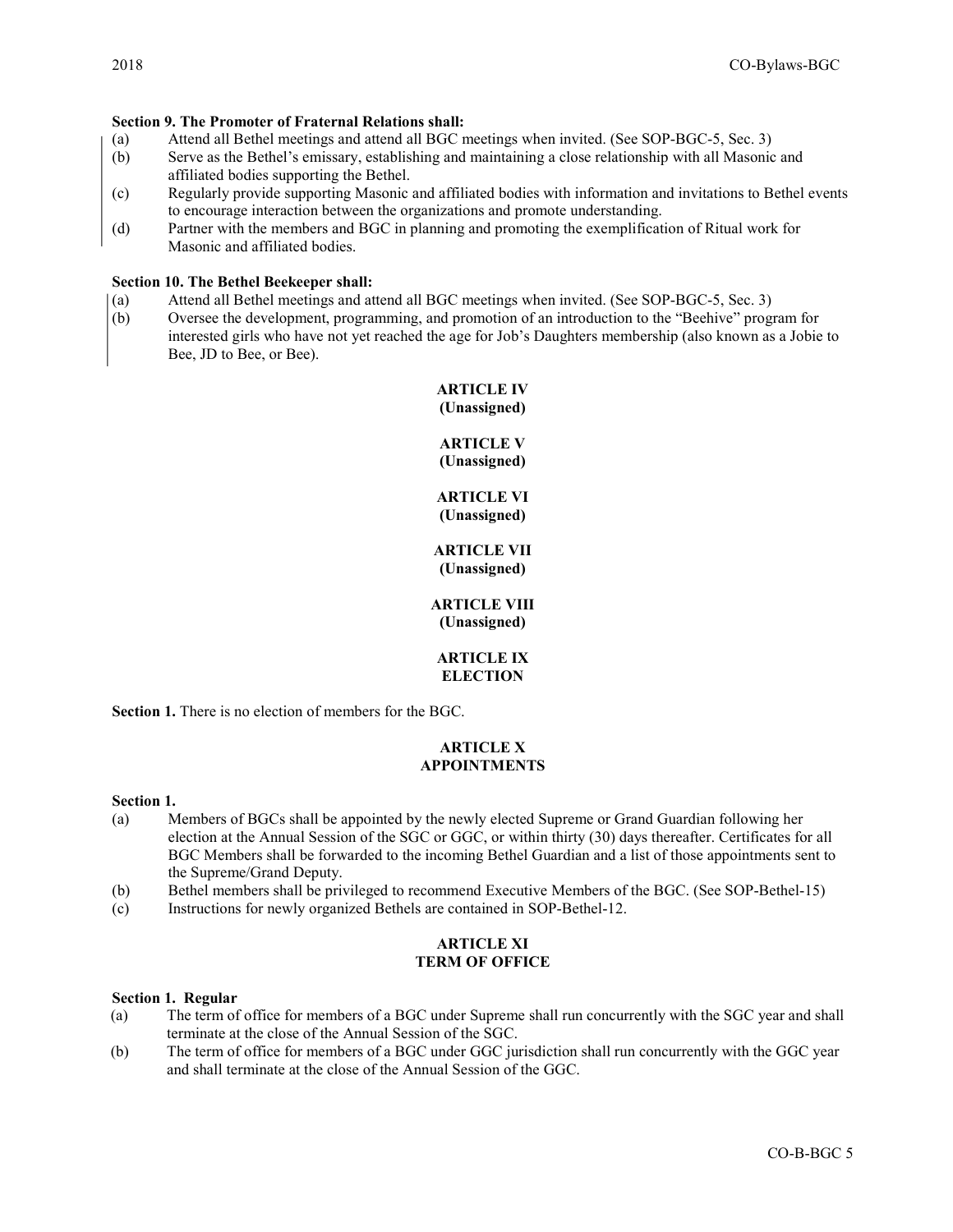**Section 9. The Promoter of Fraternal Relations shall:**

(a) Attend all Bethel meetings and attend all BGC meetings when invited. (See SOP-BGC-5, Sec. 3)

(b) Serve as the Bethel's emissary, establishing and maintaining a close relationship with all Masonic and affiliated bodies supporting the Bethel.

(c) Regularly provide supporting Masonic and affiliated bodies with information and invitations to Bethel events to encourage interaction between the organizations and promote understanding.

(d) Partner with the members and BGC in planning and promoting the exemplification of Ritual work for Masonic and affiliated bodies.

**Section 10. The Bethel Beekeeper shall:**

(a) Attend all Bethel meetings and attend all BGC meetings when invited. (See SOP-BGC-5, Sec. 3)

(b) Oversee the development, programming, and promotion of an introduction to the "Beehive" program for interested girls who have not yet reached the age for Job's Daughters membership (also known as a Jobie to Bee, JD to Bee, or Bee).

## ARTICLE IV
## (Unassigned)

## ARTICLE V
## (Unassigned)

## ARTICLE VI
## (Unassigned)

## ARTICLE VII
## (Unassigned)

## ARTICLE VIII
## (Unassigned)

## ARTICLE IX
## ELECTION

**Section 1.** There is no election of members for the BGC.

## ARTICLE X
## APPOINTMENTS

**Section 1.**

(a) Members of BGCs shall be appointed by the newly elected Supreme or Grand Guardian following her election at the Annual Session of the SGC or GGC, or within thirty (30) days thereafter. Certificates for all BGC Members shall be forwarded to the incoming Bethel Guardian and a list of those appointments sent to the Supreme/Grand Deputy.

(b) Bethel members shall be privileged to recommend Executive Members of the BGC. (See SOP-Bethel-15)

(c) Instructions for newly organized Bethels are contained in SOP-Bethel-12.

## ARTICLE XI
## TERM OF OFFICE

**Section 1. Regular**

(a) The term of office for members of a BGC under Supreme shall run concurrently with the SGC year and shall terminate at the close of the Annual Session of the SGC.

(b) The term of office for members of a BGC under GGC jurisdiction shall run concurrently with the GGC year and shall terminate at the close of the Annual Session of the GGC.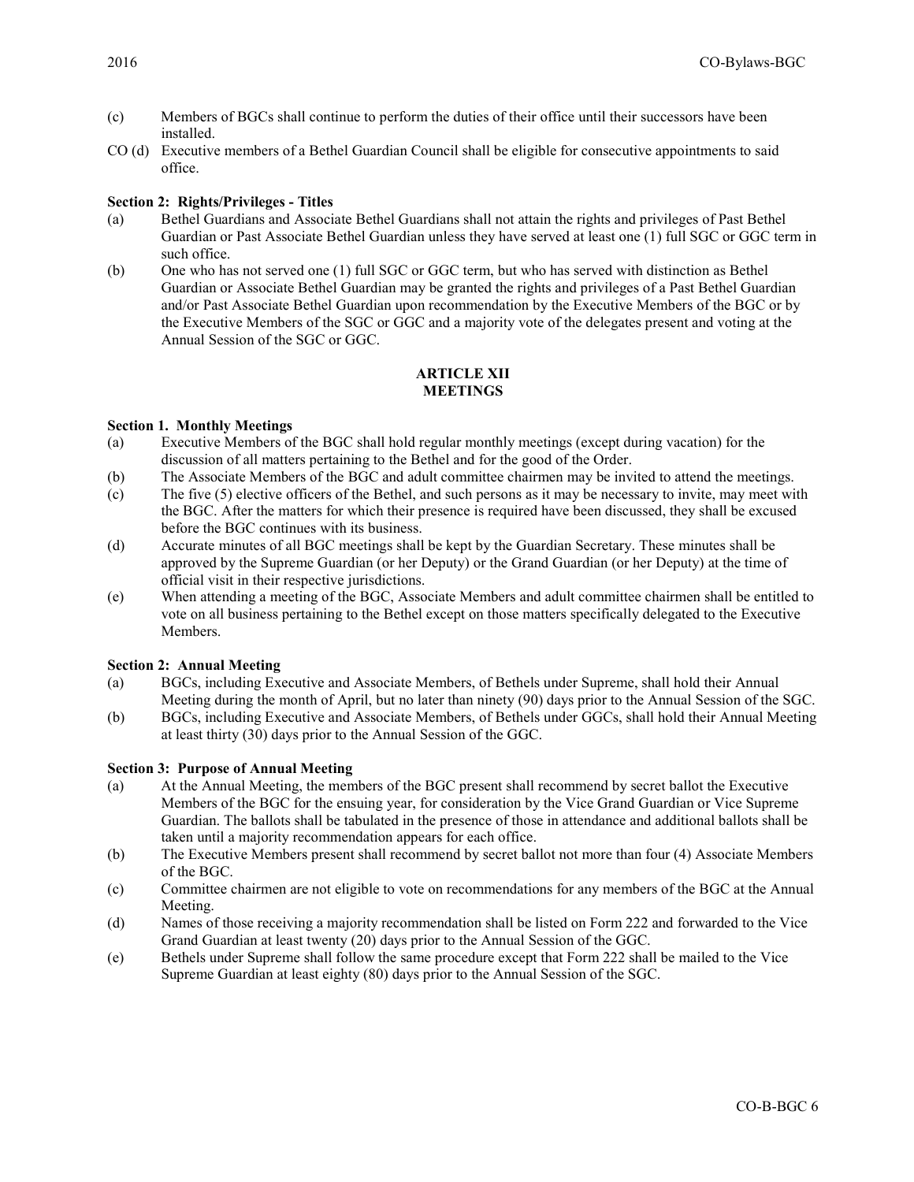(c) Members of BGCs shall continue to perform the duties of their office until their successors have been installed.

CO (d) Executive members of a Bethel Guardian Council shall be eligible for consecutive appointments to said office.

**Section 2: Rights/Privileges - Titles**

(a) Bethel Guardians and Associate Bethel Guardians shall not attain the rights and privileges of Past Bethel Guardian or Past Associate Bethel Guardian unless they have served at least one (1) full SGC or GGC term in such office.

(b) One who has not served one (1) full SGC or GGC term, but who has served with distinction as Bethel Guardian or Associate Bethel Guardian may be granted the rights and privileges of a Past Bethel Guardian and/or Past Associate Bethel Guardian upon recommendation by the Executive Members of the BGC or by the Executive Members of the SGC or GGC and a majority vote of the delegates present and voting at the Annual Session of the SGC or GGC.

## ARTICLE XII
## MEETINGS

**Section 1. Monthly Meetings**

(a) Executive Members of the BGC shall hold regular monthly meetings (except during vacation) for the discussion of all matters pertaining to the Bethel and for the good of the Order.

(b) The Associate Members of the BGC and adult committee chairmen may be invited to attend the meetings.

(c) The five (5) elective officers of the Bethel, and such persons as it may be necessary to invite, may meet with the BGC. After the matters for which their presence is required have been discussed, they shall be excused before the BGC continues with its business.

(d) Accurate minutes of all BGC meetings shall be kept by the Guardian Secretary. These minutes shall be approved by the Supreme Guardian (or her Deputy) or the Grand Guardian (or her Deputy) at the time of official visit in their respective jurisdictions.

(e) When attending a meeting of the BGC, Associate Members and adult committee chairmen shall be entitled to vote on all business pertaining to the Bethel except on those matters specifically delegated to the Executive Members.

**Section 2: Annual Meeting**

(a) BGCs, including Executive and Associate Members, of Bethels under Supreme, shall hold their Annual Meeting during the month of April, but no later than ninety (90) days prior to the Annual Session of the SGC.

(b) BGCs, including Executive and Associate Members, of Bethels under GGCs, shall hold their Annual Meeting at least thirty (30) days prior to the Annual Session of the GGC.

**Section 3: Purpose of Annual Meeting**

(a) At the Annual Meeting, the members of the BGC present shall recommend by secret ballot the Executive Members of the BGC for the ensuing year, for consideration by the Vice Grand Guardian or Vice Supreme Guardian. The ballots shall be tabulated in the presence of those in attendance and additional ballots shall be taken until a majority recommendation appears for each office.

(b) The Executive Members present shall recommend by secret ballot not more than four (4) Associate Members of the BGC.

(c) Committee chairmen are not eligible to vote on recommendations for any members of the BGC at the Annual Meeting.

(d) Names of those receiving a majority recommendation shall be listed on Form 222 and forwarded to the Vice Grand Guardian at least twenty (20) days prior to the Annual Session of the GGC.

(e) Bethels under Supreme shall follow the same procedure except that Form 222 shall be mailed to the Vice Supreme Guardian at least eighty (80) days prior to the Annual Session of the SGC.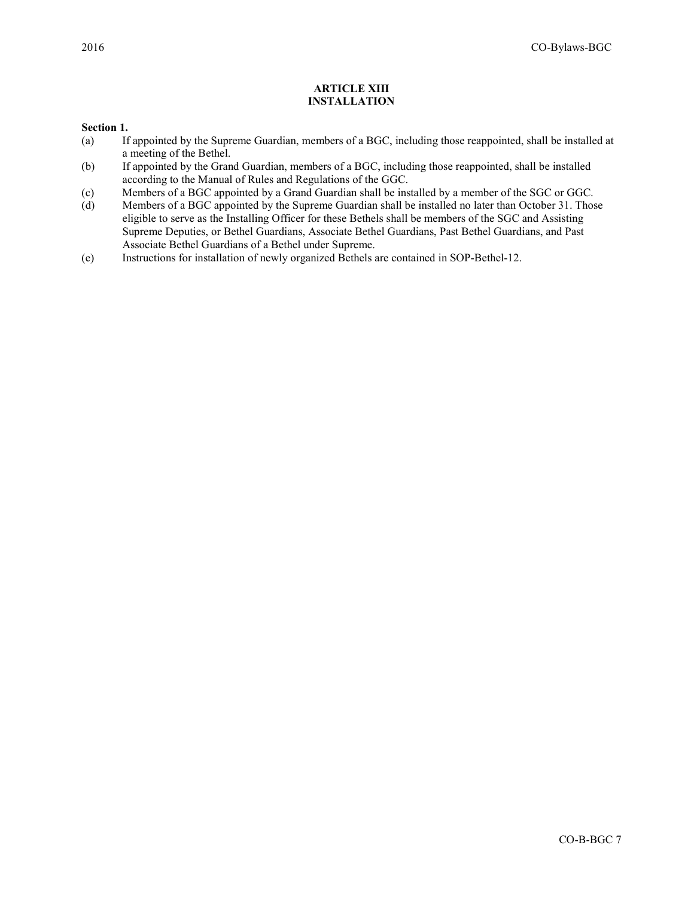## ARTICLE XIII
## INSTALLATION

**Section 1.**

(a) If appointed by the Supreme Guardian, members of a BGC, including those reappointed, shall be installed at a meeting of the Bethel.

(b) If appointed by the Grand Guardian, members of a BGC, including those reappointed, shall be installed according to the Manual of Rules and Regulations of the GGC.

(c) Members of a BGC appointed by a Grand Guardian shall be installed by a member of the SGC or GGC.

(d) Members of a BGC appointed by the Supreme Guardian shall be installed no later than October 31. Those eligible to serve as the Installing Officer for these Bethels shall be members of the SGC and Assisting Supreme Deputies, or Bethel Guardians, Associate Bethel Guardians, Past Bethel Guardians, and Past Associate Bethel Guardians of a Bethel under Supreme.

(e) Instructions for installation of newly organized Bethels are contained in SOP-Bethel-12.